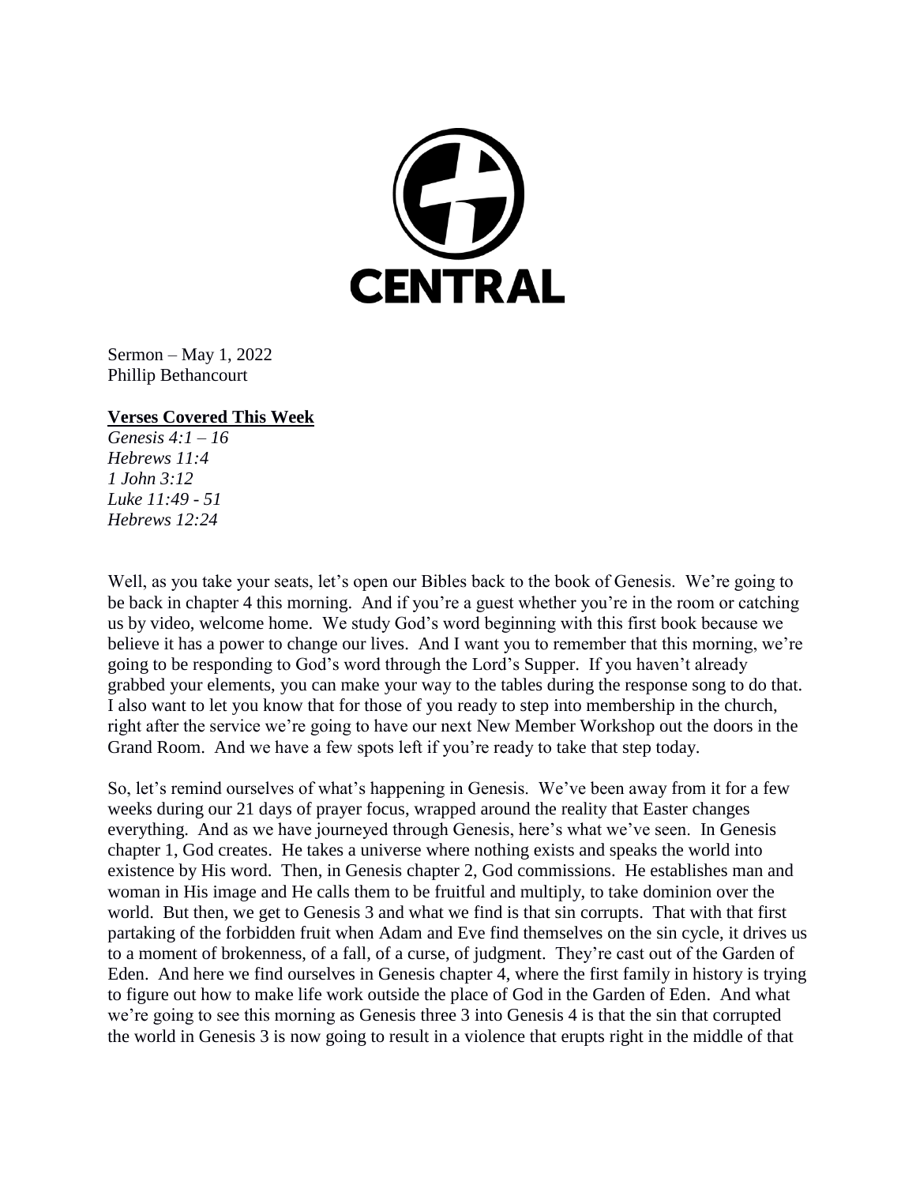CENTRAL

Sermon – May 1, 2022
Phillip Bethancourt

**Verses Covered This Week**

*Genesis 4:1 – 16*
*Hebrews 11:4*
*1 John 3:12*
*Luke 11:49 - 51*
*Hebrews 12:24*

Well, as you take your seats, let's open our Bibles back to the book of Genesis. We're going to be back in chapter 4 this morning. And if you're a guest whether you're in the room or catching us by video, welcome home. We study God's word beginning with this first book because we believe it has a power to change our lives. And I want you to remember that this morning, we're going to be responding to God's word through the Lord's Supper. If you haven't already grabbed your elements, you can make your way to the tables during the response song to do that. I also want to let you know that for those of you ready to step into membership in the church, right after the service we're going to have our next New Member Workshop out the doors in the Grand Room. And we have a few spots left if you're ready to take that step today.

So, let's remind ourselves of what's happening in Genesis. We've been away from it for a few weeks during our 21 days of prayer focus, wrapped around the reality that Easter changes everything. And as we have journeyed through Genesis, here's what we've seen. In Genesis chapter 1, God creates. He takes a universe where nothing exists and speaks the world into existence by His word. Then, in Genesis chapter 2, God commissions. He establishes man and woman in His image and He calls them to be fruitful and multiply, to take dominion over the world. But then, we get to Genesis 3 and what we find is that sin corrupts. That with that first partaking of the forbidden fruit when Adam and Eve find themselves on the sin cycle, it drives us to a moment of brokenness, of a fall, of a curse, of judgment. They're cast out of the Garden of Eden. And here we find ourselves in Genesis chapter 4, where the first family in history is trying to figure out how to make life work outside the place of God in the Garden of Eden. And what we're going to see this morning as Genesis three 3 into Genesis 4 is that the sin that corrupted the world in Genesis 3 is now going to result in a violence that erupts right in the middle of that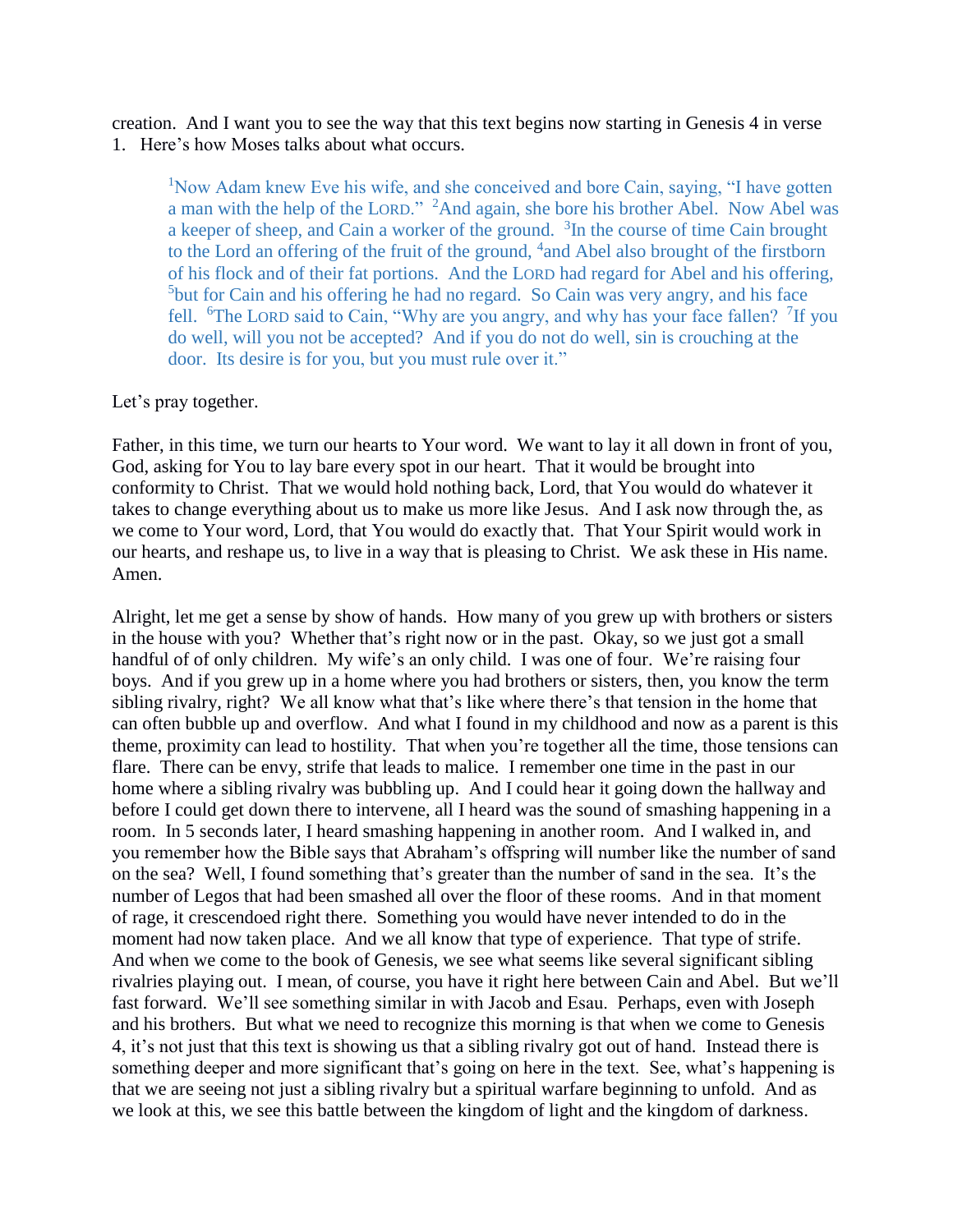creation. And I want you to see the way that this text begins now starting in Genesis 4 in verse 1. Here's how Moses talks about what occurs.

> [1]Now Adam knew Eve his wife, and she conceived and bore Cain, saying, "I have gotten a man with the help of the LORD." [2]And again, she bore his brother Abel. Now Abel was a keeper of sheep, and Cain a worker of the ground. [3]In the course of time Cain brought to the Lord an offering of the fruit of the ground, [4]and Abel also brought of the firstborn of his flock and of their fat portions. And the LORD had regard for Abel and his offering, [5]but for Cain and his offering he had no regard. So Cain was very angry, and his face fell. [6]The LORD said to Cain, "Why are you angry, and why has your face fallen? [7]If you do well, will you not be accepted? And if you do not do well, sin is crouching at the door. Its desire is for you, but you must rule over it."

Let's pray together.

Father, in this time, we turn our hearts to Your word. We want to lay it all down in front of you, God, asking for You to lay bare every spot in our heart. That it would be brought into conformity to Christ. That we would hold nothing back, Lord, that You would do whatever it takes to change everything about us to make us more like Jesus. And I ask now through the, as we come to Your word, Lord, that You would do exactly that. That Your Spirit would work in our hearts, and reshape us, to live in a way that is pleasing to Christ. We ask these in His name. Amen.

Alright, let me get a sense by show of hands. How many of you grew up with brothers or sisters in the house with you? Whether that's right now or in the past. Okay, so we just got a small handful of of only children. My wife's an only child. I was one of four. We're raising four boys. And if you grew up in a home where you had brothers or sisters, then, you know the term sibling rivalry, right? We all know what that's like where there's that tension in the home that can often bubble up and overflow. And what I found in my childhood and now as a parent is this theme, proximity can lead to hostility. That when you're together all the time, those tensions can flare. There can be envy, strife that leads to malice. I remember one time in the past in our home where a sibling rivalry was bubbling up. And I could hear it going down the hallway and before I could get down there to intervene, all I heard was the sound of smashing happening in a room. In 5 seconds later, I heard smashing happening in another room. And I walked in, and you remember how the Bible says that Abraham's offspring will number like the number of sand on the sea? Well, I found something that's greater than the number of sand in the sea. It's the number of Legos that had been smashed all over the floor of these rooms. And in that moment of rage, it crescendoed right there. Something you would have never intended to do in the moment had now taken place. And we all know that type of experience. That type of strife. And when we come to the book of Genesis, we see what seems like several significant sibling rivalries playing out. I mean, of course, you have it right here between Cain and Abel. But we'll fast forward. We'll see something similar in with Jacob and Esau. Perhaps, even with Joseph and his brothers. But what we need to recognize this morning is that when we come to Genesis 4, it's not just that this text is showing us that a sibling rivalry got out of hand. Instead there is something deeper and more significant that's going on here in the text. See, what's happening is that we are seeing not just a sibling rivalry but a spiritual warfare beginning to unfold. And as we look at this, we see this battle between the kingdom of light and the kingdom of darkness.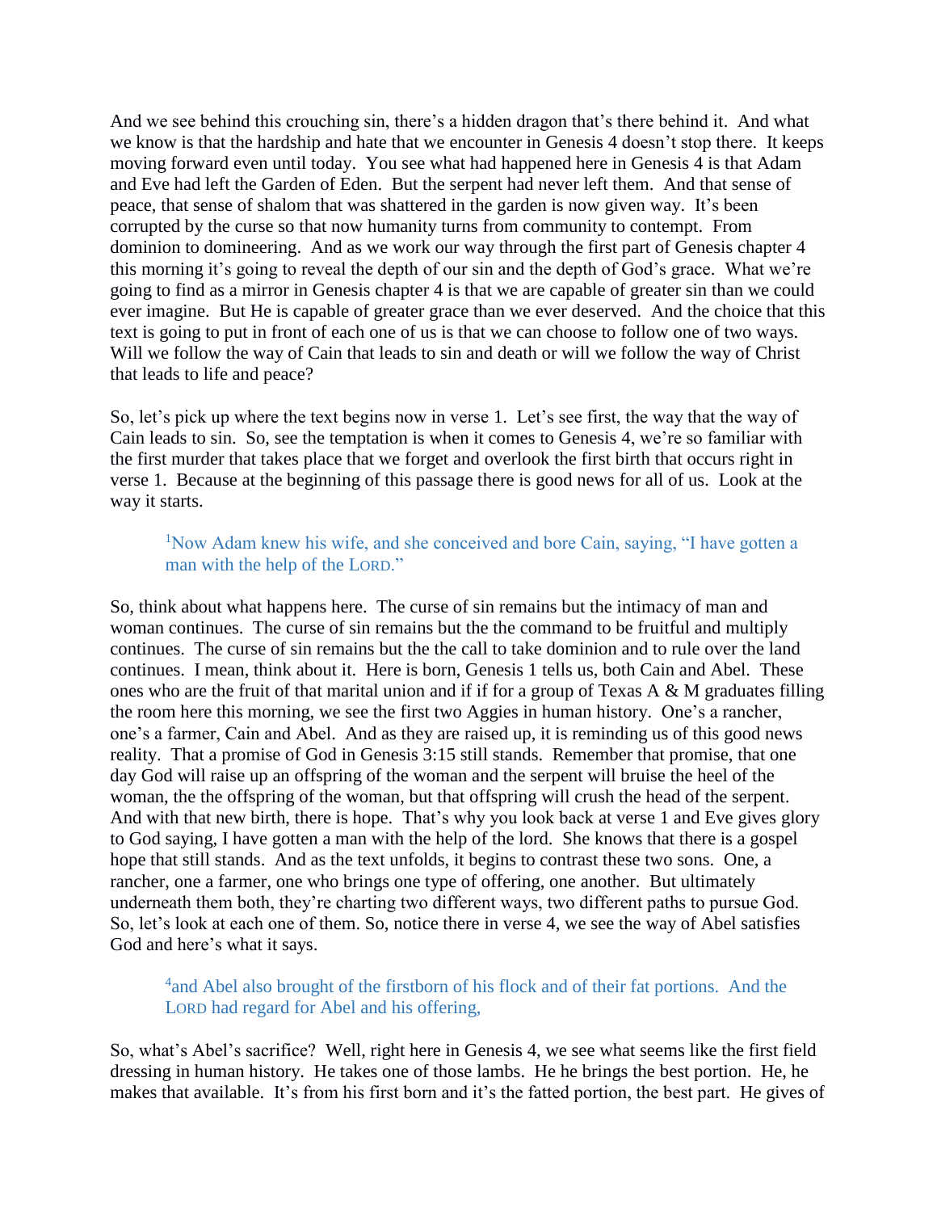And we see behind this crouching sin, there's a hidden dragon that's there behind it. And what we know is that the hardship and hate that we encounter in Genesis 4 doesn't stop there. It keeps moving forward even until today. You see what had happened here in Genesis 4 is that Adam and Eve had left the Garden of Eden. But the serpent had never left them. And that sense of peace, that sense of shalom that was shattered in the garden is now given way. It's been corrupted by the curse so that now humanity turns from community to contempt. From dominion to domineering. And as we work our way through the first part of Genesis chapter 4 this morning it's going to reveal the depth of our sin and the depth of God's grace. What we're going to find as a mirror in Genesis chapter 4 is that we are capable of greater sin than we could ever imagine. But He is capable of greater grace than we ever deserved. And the choice that this text is going to put in front of each one of us is that we can choose to follow one of two ways. Will we follow the way of Cain that leads to sin and death or will we follow the way of Christ that leads to life and peace?

So, let's pick up where the text begins now in verse 1. Let's see first, the way that the way of Cain leads to sin. So, see the temptation is when it comes to Genesis 4, we're so familiar with the first murder that takes place that we forget and overlook the first birth that occurs right in verse 1. Because at the beginning of this passage there is good news for all of us. Look at the way it starts.

> [1]Now Adam knew his wife, and she conceived and bore Cain, saying, "I have gotten a man with the help of the LORD."

So, think about what happens here. The curse of sin remains but the intimacy of man and woman continues. The curse of sin remains but the the command to be fruitful and multiply continues. The curse of sin remains but the the call to take dominion and to rule over the land continues. I mean, think about it. Here is born, Genesis 1 tells us, both Cain and Abel. These ones who are the fruit of that marital union and if if for a group of Texas A & M graduates filling the room here this morning, we see the first two Aggies in human history. One's a rancher, one's a farmer, Cain and Abel. And as they are raised up, it is reminding us of this good news reality. That a promise of God in Genesis 3:15 still stands. Remember that promise, that one day God will raise up an offspring of the woman and the serpent will bruise the heel of the woman, the the offspring of the woman, but that offspring will crush the head of the serpent. And with that new birth, there is hope. That's why you look back at verse 1 and Eve gives glory to God saying, I have gotten a man with the help of the lord. She knows that there is a gospel hope that still stands. And as the text unfolds, it begins to contrast these two sons. One, a rancher, one a farmer, one who brings one type of offering, one another. But ultimately underneath them both, they're charting two different ways, two different paths to pursue God. So, let's look at each one of them. So, notice there in verse 4, we see the way of Abel satisfies God and here's what it says.

> [4]and Abel also brought of the firstborn of his flock and of their fat portions. And the LORD had regard for Abel and his offering,

So, what's Abel's sacrifice? Well, right here in Genesis 4, we see what seems like the first field dressing in human history. He takes one of those lambs. He he brings the best portion. He, he makes that available. It's from his first born and it's the fatted portion, the best part. He gives of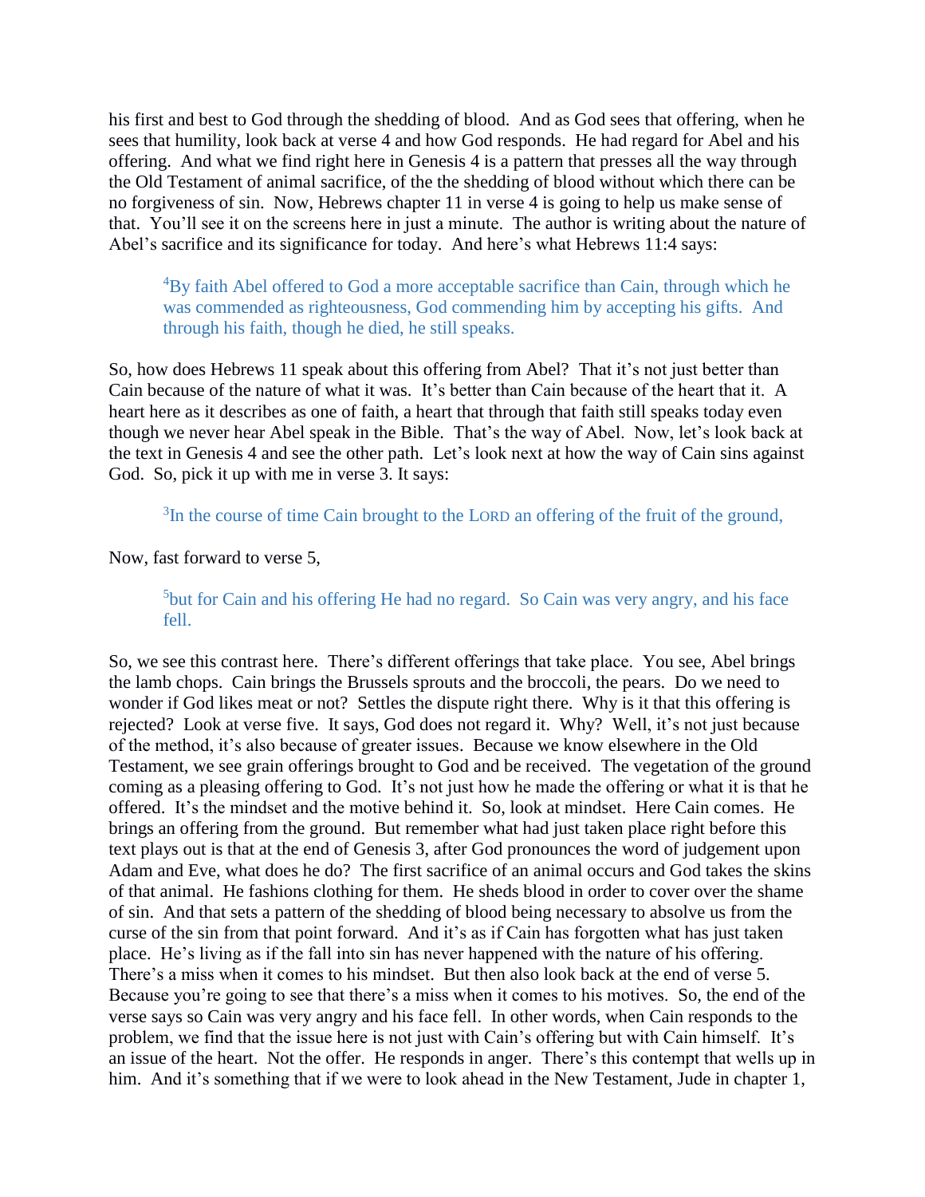his first and best to God through the shedding of blood. And as God sees that offering, when he sees that humility, look back at verse 4 and how God responds. He had regard for Abel and his offering. And what we find right here in Genesis 4 is a pattern that presses all the way through the Old Testament of animal sacrifice, of the the shedding of blood without which there can be no forgiveness of sin. Now, Hebrews chapter 11 in verse 4 is going to help us make sense of that. You'll see it on the screens here in just a minute. The author is writing about the nature of Abel's sacrifice and its significance for today. And here's what Hebrews 11:4 says:

> [4]By faith Abel offered to God a more acceptable sacrifice than Cain, through which he was commended as righteousness, God commending him by accepting his gifts. And through his faith, though he died, he still speaks.

So, how does Hebrews 11 speak about this offering from Abel? That it's not just better than Cain because of the nature of what it was. It's better than Cain because of the heart that it. A heart here as it describes as one of faith, a heart that through that faith still speaks today even though we never hear Abel speak in the Bible. That's the way of Abel. Now, let's look back at the text in Genesis 4 and see the other path. Let's look next at how the way of Cain sins against God. So, pick it up with me in verse 3. It says:

> [3]In the course of time Cain brought to the LORD an offering of the fruit of the ground,

Now, fast forward to verse 5,

> [5]but for Cain and his offering He had no regard. So Cain was very angry, and his face fell.

So, we see this contrast here. There's different offerings that take place. You see, Abel brings the lamb chops. Cain brings the Brussels sprouts and the broccoli, the pears. Do we need to wonder if God likes meat or not? Settles the dispute right there. Why is it that this offering is rejected? Look at verse five. It says, God does not regard it. Why? Well, it's not just because of the method, it's also because of greater issues. Because we know elsewhere in the Old Testament, we see grain offerings brought to God and be received. The vegetation of the ground coming as a pleasing offering to God. It's not just how he made the offering or what it is that he offered. It's the mindset and the motive behind it. So, look at mindset. Here Cain comes. He brings an offering from the ground. But remember what had just taken place right before this text plays out is that at the end of Genesis 3, after God pronounces the word of judgement upon Adam and Eve, what does he do? The first sacrifice of an animal occurs and God takes the skins of that animal. He fashions clothing for them. He sheds blood in order to cover over the shame of sin. And that sets a pattern of the shedding of blood being necessary to absolve us from the curse of the sin from that point forward. And it's as if Cain has forgotten what has just taken place. He's living as if the fall into sin has never happened with the nature of his offering. There's a miss when it comes to his mindset. But then also look back at the end of verse 5. Because you're going to see that there's a miss when it comes to his motives. So, the end of the verse says so Cain was very angry and his face fell. In other words, when Cain responds to the problem, we find that the issue here is not just with Cain's offering but with Cain himself. It's an issue of the heart. Not the offer. He responds in anger. There's this contempt that wells up in him. And it's something that if we were to look ahead in the New Testament, Jude in chapter 1,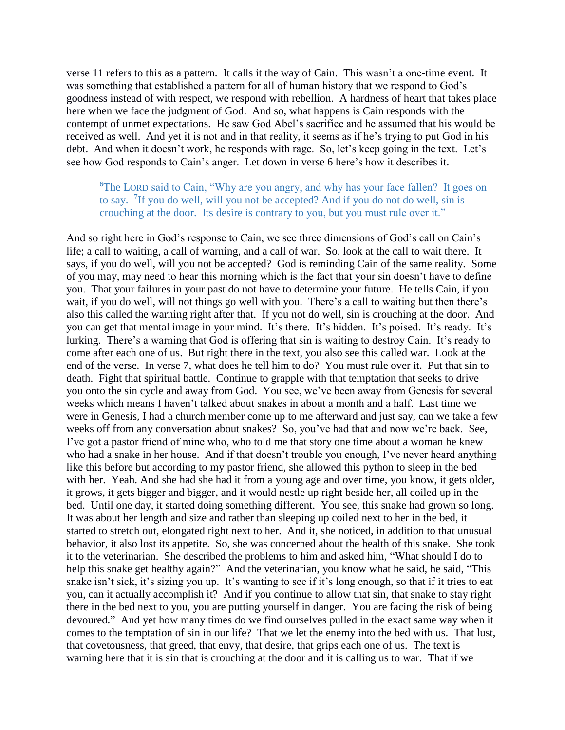verse 11 refers to this as a pattern. It calls it the way of Cain. This wasn't a one-time event. It was something that established a pattern for all of human history that we respond to God's goodness instead of with respect, we respond with rebellion. A hardness of heart that takes place here when we face the judgment of God. And so, what happens is Cain responds with the contempt of unmet expectations. He saw God Abel's sacrifice and he assumed that his would be received as well. And yet it is not and in that reality, it seems as if he's trying to put God in his debt. And when it doesn't work, he responds with rage. So, let's keep going in the text. Let's see how God responds to Cain's anger. Let down in verse 6 here's how it describes it.

> [6]The LORD said to Cain, "Why are you angry, and why has your face fallen? It goes on to say. [7]If you do well, will you not be accepted? And if you do not do well, sin is crouching at the door. Its desire is contrary to you, but you must rule over it."

And so right here in God's response to Cain, we see three dimensions of God's call on Cain's life; a call to waiting, a call of warning, and a call of war. So, look at the call to wait there. It says, if you do well, will you not be accepted? God is reminding Cain of the same reality. Some of you may, may need to hear this morning which is the fact that your sin doesn't have to define you. That your failures in your past do not have to determine your future. He tells Cain, if you wait, if you do well, will not things go well with you. There's a call to waiting but then there's also this called the warning right after that. If you not do well, sin is crouching at the door. And you can get that mental image in your mind. It's there. It's hidden. It's poised. It's ready. It's lurking. There's a warning that God is offering that sin is waiting to destroy Cain. It's ready to come after each one of us. But right there in the text, you also see this called war. Look at the end of the verse. In verse 7, what does he tell him to do? You must rule over it. Put that sin to death. Fight that spiritual battle. Continue to grapple with that temptation that seeks to drive you onto the sin cycle and away from God. You see, we've been away from Genesis for several weeks which means I haven't talked about snakes in about a month and a half. Last time we were in Genesis, I had a church member come up to me afterward and just say, can we take a few weeks off from any conversation about snakes? So, you've had that and now we're back. See, I've got a pastor friend of mine who, who told me that story one time about a woman he knew who had a snake in her house. And if that doesn't trouble you enough, I've never heard anything like this before but according to my pastor friend, she allowed this python to sleep in the bed with her. Yeah. And she had she had it from a young age and over time, you know, it gets older, it grows, it gets bigger and bigger, and it would nestle up right beside her, all coiled up in the bed. Until one day, it started doing something different. You see, this snake had grown so long. It was about her length and size and rather than sleeping up coiled next to her in the bed, it started to stretch out, elongated right next to her. And it, she noticed, in addition to that unusual behavior, it also lost its appetite. So, she was concerned about the health of this snake. She took it to the veterinarian. She described the problems to him and asked him, "What should I do to help this snake get healthy again?" And the veterinarian, you know what he said, he said, "This snake isn't sick, it's sizing you up. It's wanting to see if it's long enough, so that if it tries to eat you, can it actually accomplish it? And if you continue to allow that sin, that snake to stay right there in the bed next to you, you are putting yourself in danger. You are facing the risk of being devoured." And yet how many times do we find ourselves pulled in the exact same way when it comes to the temptation of sin in our life? That we let the enemy into the bed with us. That lust, that covetousness, that greed, that envy, that desire, that grips each one of us. The text is warning here that it is sin that is crouching at the door and it is calling us to war. That if we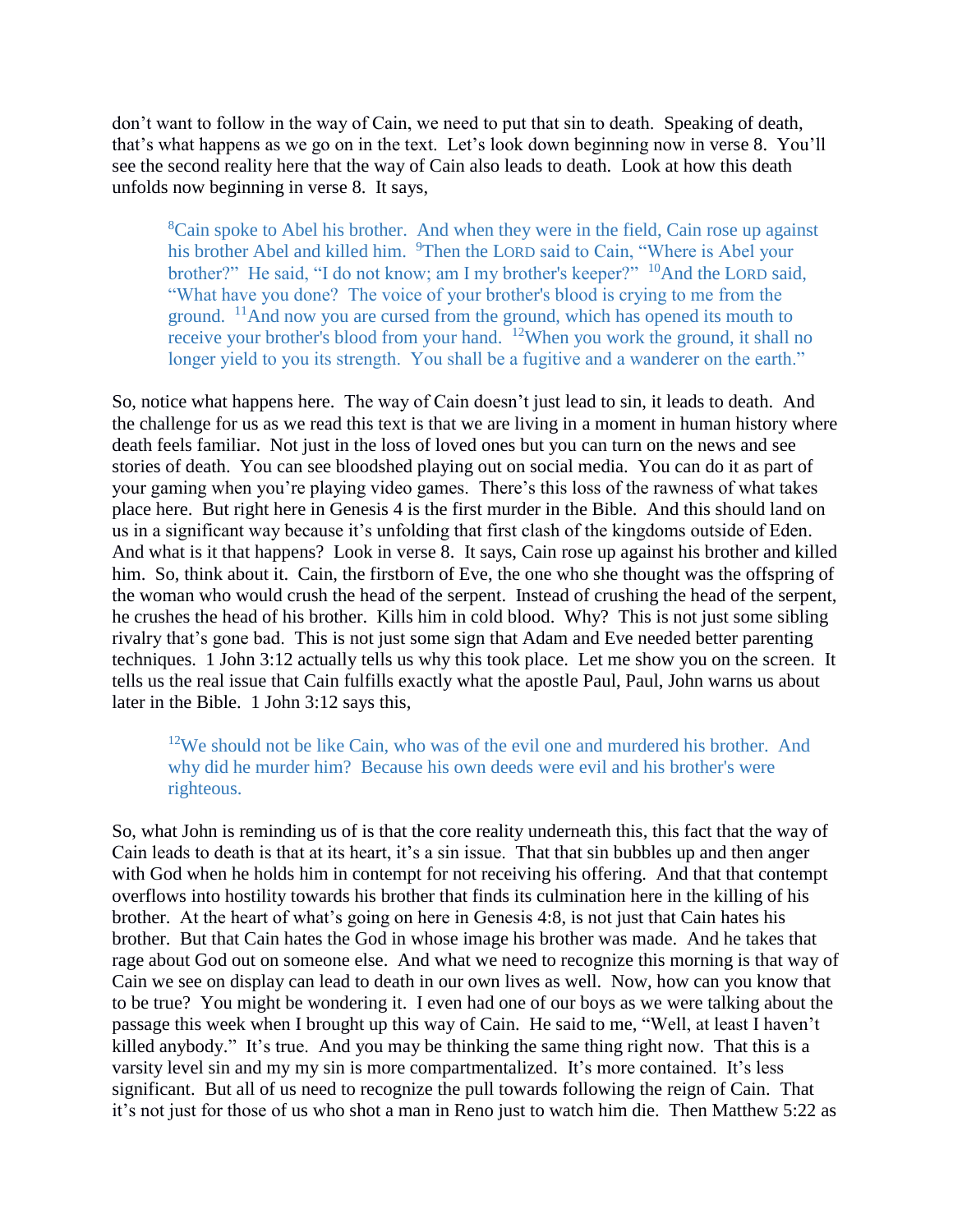don't want to follow in the way of Cain, we need to put that sin to death. Speaking of death, that's what happens as we go on in the text. Let's look down beginning now in verse 8. You'll see the second reality here that the way of Cain also leads to death. Look at how this death unfolds now beginning in verse 8. It says,

> [8]Cain spoke to Abel his brother. And when they were in the field, Cain rose up against his brother Abel and killed him. [9]Then the LORD said to Cain, "Where is Abel your brother?" He said, "I do not know; am I my brother's keeper?" [10]And the LORD said, "What have you done? The voice of your brother's blood is crying to me from the ground. [11]And now you are cursed from the ground, which has opened its mouth to receive your brother's blood from your hand. [12]When you work the ground, it shall no longer yield to you its strength. You shall be a fugitive and a wanderer on the earth."

So, notice what happens here. The way of Cain doesn't just lead to sin, it leads to death. And the challenge for us as we read this text is that we are living in a moment in human history where death feels familiar. Not just in the loss of loved ones but you can turn on the news and see stories of death. You can see bloodshed playing out on social media. You can do it as part of your gaming when you're playing video games. There's this loss of the rawness of what takes place here. But right here in Genesis 4 is the first murder in the Bible. And this should land on us in a significant way because it's unfolding that first clash of the kingdoms outside of Eden. And what is it that happens? Look in verse 8. It says, Cain rose up against his brother and killed him. So, think about it. Cain, the firstborn of Eve, the one who she thought was the offspring of the woman who would crush the head of the serpent. Instead of crushing the head of the serpent, he crushes the head of his brother. Kills him in cold blood. Why? This is not just some sibling rivalry that's gone bad. This is not just some sign that Adam and Eve needed better parenting techniques. 1 John 3:12 actually tells us why this took place. Let me show you on the screen. It tells us the real issue that Cain fulfills exactly what the apostle Paul, Paul, John warns us about later in the Bible. 1 John 3:12 says this,

> [12]We should not be like Cain, who was of the evil one and murdered his brother. And why did he murder him? Because his own deeds were evil and his brother's were righteous.

So, what John is reminding us of is that the core reality underneath this, this fact that the way of Cain leads to death is that at its heart, it's a sin issue. That that sin bubbles up and then anger with God when he holds him in contempt for not receiving his offering. And that that contempt overflows into hostility towards his brother that finds its culmination here in the killing of his brother. At the heart of what's going on here in Genesis 4:8, is not just that Cain hates his brother. But that Cain hates the God in whose image his brother was made. And he takes that rage about God out on someone else. And what we need to recognize this morning is that way of Cain we see on display can lead to death in our own lives as well. Now, how can you know that to be true? You might be wondering it. I even had one of our boys as we were talking about the passage this week when I brought up this way of Cain. He said to me, "Well, at least I haven't killed anybody." It's true. And you may be thinking the same thing right now. That this is a varsity level sin and my my sin is more compartmentalized. It's more contained. It's less significant. But all of us need to recognize the pull towards following the reign of Cain. That it's not just for those of us who shot a man in Reno just to watch him die. Then Matthew 5:22 as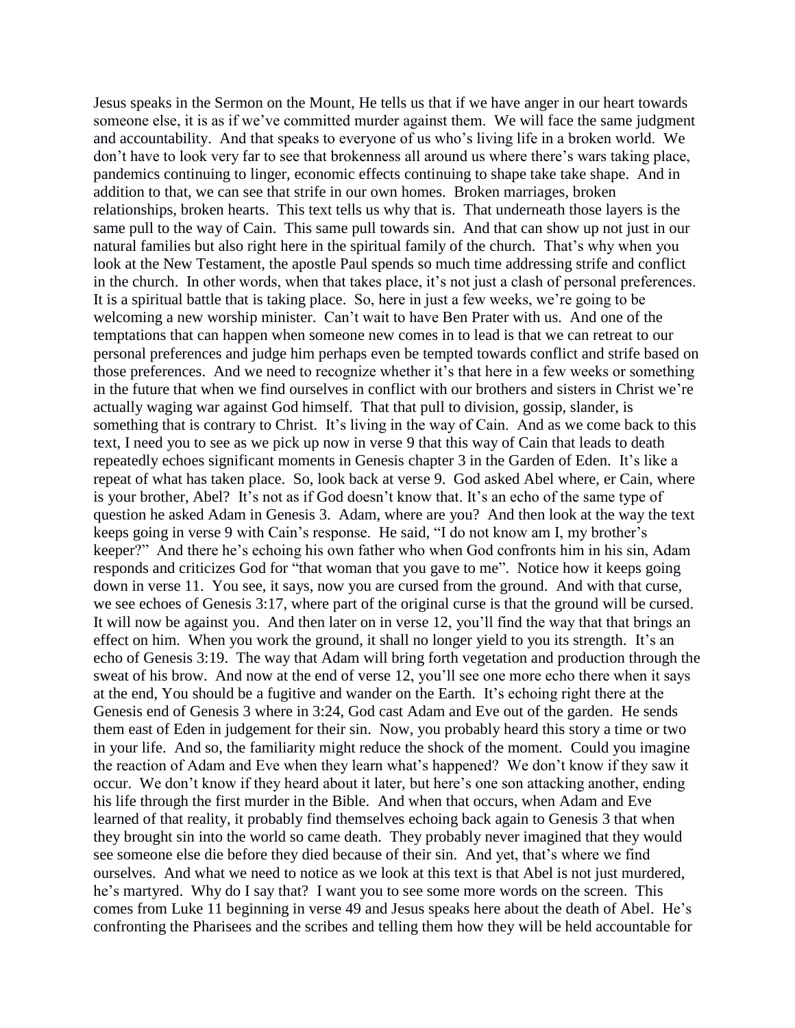Jesus speaks in the Sermon on the Mount, He tells us that if we have anger in our heart towards someone else, it is as if we've committed murder against them. We will face the same judgment and accountability. And that speaks to everyone of us who's living life in a broken world. We don't have to look very far to see that brokenness all around us where there's wars taking place, pandemics continuing to linger, economic effects continuing to shape take take shape. And in addition to that, we can see that strife in our own homes. Broken marriages, broken relationships, broken hearts. This text tells us why that is. That underneath those layers is the same pull to the way of Cain. This same pull towards sin. And that can show up not just in our natural families but also right here in the spiritual family of the church. That's why when you look at the New Testament, the apostle Paul spends so much time addressing strife and conflict in the church. In other words, when that takes place, it's not just a clash of personal preferences. It is a spiritual battle that is taking place. So, here in just a few weeks, we're going to be welcoming a new worship minister. Can't wait to have Ben Prater with us. And one of the temptations that can happen when someone new comes in to lead is that we can retreat to our personal preferences and judge him perhaps even be tempted towards conflict and strife based on those preferences. And we need to recognize whether it's that here in a few weeks or something in the future that when we find ourselves in conflict with our brothers and sisters in Christ we're actually waging war against God himself. That that pull to division, gossip, slander, is something that is contrary to Christ. It's living in the way of Cain. And as we come back to this text, I need you to see as we pick up now in verse 9 that this way of Cain that leads to death repeatedly echoes significant moments in Genesis chapter 3 in the Garden of Eden. It's like a repeat of what has taken place. So, look back at verse 9. God asked Abel where, er Cain, where is your brother, Abel? It's not as if God doesn't know that. It's an echo of the same type of question he asked Adam in Genesis 3. Adam, where are you? And then look at the way the text keeps going in verse 9 with Cain's response. He said, "I do not know am I, my brother's keeper?" And there he's echoing his own father who when God confronts him in his sin, Adam responds and criticizes God for "that woman that you gave to me". Notice how it keeps going down in verse 11. You see, it says, now you are cursed from the ground. And with that curse, we see echoes of Genesis 3:17, where part of the original curse is that the ground will be cursed. It will now be against you. And then later on in verse 12, you'll find the way that that brings an effect on him. When you work the ground, it shall no longer yield to you its strength. It's an echo of Genesis 3:19. The way that Adam will bring forth vegetation and production through the sweat of his brow. And now at the end of verse 12, you'll see one more echo there when it says at the end, You should be a fugitive and wander on the Earth. It's echoing right there at the Genesis end of Genesis 3 where in 3:24, God cast Adam and Eve out of the garden. He sends them east of Eden in judgement for their sin. Now, you probably heard this story a time or two in your life. And so, the familiarity might reduce the shock of the moment. Could you imagine the reaction of Adam and Eve when they learn what's happened? We don't know if they saw it occur. We don't know if they heard about it later, but here's one son attacking another, ending his life through the first murder in the Bible. And when that occurs, when Adam and Eve learned of that reality, it probably find themselves echoing back again to Genesis 3 that when they brought sin into the world so came death. They probably never imagined that they would see someone else die before they died because of their sin. And yet, that's where we find ourselves. And what we need to notice as we look at this text is that Abel is not just murdered, he's martyred. Why do I say that? I want you to see some more words on the screen. This comes from Luke 11 beginning in verse 49 and Jesus speaks here about the death of Abel. He's confronting the Pharisees and the scribes and telling them how they will be held accountable for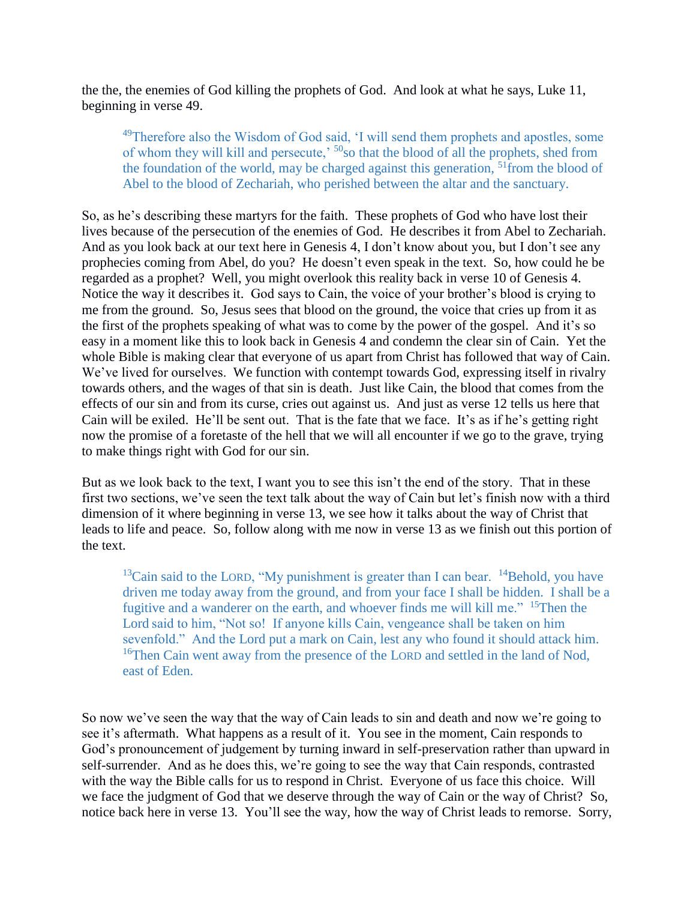the the, the enemies of God killing the prophets of God. And look at what he says, Luke 11, beginning in verse 49.

> [49]Therefore also the Wisdom of God said, 'I will send them prophets and apostles, some of whom they will kill and persecute,' [50]so that the blood of all the prophets, shed from the foundation of the world, may be charged against this generation, [51]from the blood of Abel to the blood of Zechariah, who perished between the altar and the sanctuary.

So, as he's describing these martyrs for the faith. These prophets of God who have lost their lives because of the persecution of the enemies of God. He describes it from Abel to Zechariah. And as you look back at our text here in Genesis 4, I don't know about you, but I don't see any prophecies coming from Abel, do you? He doesn't even speak in the text. So, how could he be regarded as a prophet? Well, you might overlook this reality back in verse 10 of Genesis 4. Notice the way it describes it. God says to Cain, the voice of your brother's blood is crying to me from the ground. So, Jesus sees that blood on the ground, the voice that cries up from it as the first of the prophets speaking of what was to come by the power of the gospel. And it's so easy in a moment like this to look back in Genesis 4 and condemn the clear sin of Cain. Yet the whole Bible is making clear that everyone of us apart from Christ has followed that way of Cain. We've lived for ourselves. We function with contempt towards God, expressing itself in rivalry towards others, and the wages of that sin is death. Just like Cain, the blood that comes from the effects of our sin and from its curse, cries out against us. And just as verse 12 tells us here that Cain will be exiled. He'll be sent out. That is the fate that we face. It's as if he's getting right now the promise of a foretaste of the hell that we will all encounter if we go to the grave, trying to make things right with God for our sin.

But as we look back to the text, I want you to see this isn't the end of the story. That in these first two sections, we've seen the text talk about the way of Cain but let's finish now with a third dimension of it where beginning in verse 13, we see how it talks about the way of Christ that leads to life and peace. So, follow along with me now in verse 13 as we finish out this portion of the text.

> [13]Cain said to the LORD, "My punishment is greater than I can bear. [14]Behold, you have driven me today away from the ground, and from your face I shall be hidden. I shall be a fugitive and a wanderer on the earth, and whoever finds me will kill me." [15]Then the Lord said to him, "Not so! If anyone kills Cain, vengeance shall be taken on him sevenfold." And the Lord put a mark on Cain, lest any who found it should attack him. [16]Then Cain went away from the presence of the LORD and settled in the land of Nod, east of Eden.

So now we've seen the way that the way of Cain leads to sin and death and now we're going to see it's aftermath. What happens as a result of it. You see in the moment, Cain responds to God's pronouncement of judgement by turning inward in self-preservation rather than upward in self-surrender. And as he does this, we're going to see the way that Cain responds, contrasted with the way the Bible calls for us to respond in Christ. Everyone of us face this choice. Will we face the judgment of God that we deserve through the way of Cain or the way of Christ? So, notice back here in verse 13. You'll see the way, how the way of Christ leads to remorse. Sorry,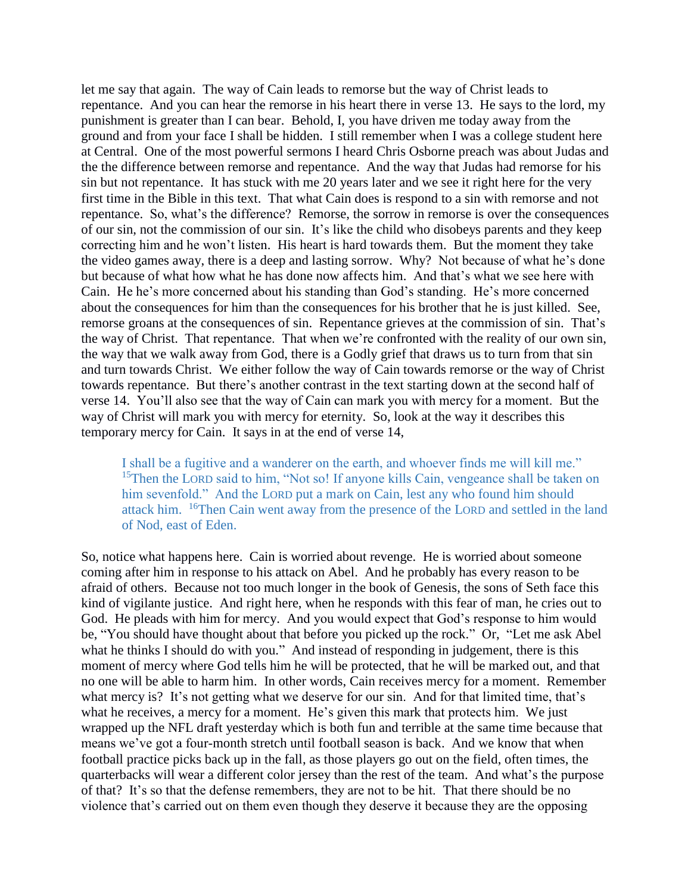let me say that again. The way of Cain leads to remorse but the way of Christ leads to repentance. And you can hear the remorse in his heart there in verse 13. He says to the lord, my punishment is greater than I can bear. Behold, I, you have driven me today away from the ground and from your face I shall be hidden. I still remember when I was a college student here at Central. One of the most powerful sermons I heard Chris Osborne preach was about Judas and the the difference between remorse and repentance. And the way that Judas had remorse for his sin but not repentance. It has stuck with me 20 years later and we see it right here for the very first time in the Bible in this text. That what Cain does is respond to a sin with remorse and not repentance. So, what's the difference? Remorse, the sorrow in remorse is over the consequences of our sin, not the commission of our sin. It's like the child who disobeys parents and they keep correcting him and he won't listen. His heart is hard towards them. But the moment they take the video games away, there is a deep and lasting sorrow. Why? Not because of what he's done but because of what how what he has done now affects him. And that's what we see here with Cain. He he's more concerned about his standing than God's standing. He's more concerned about the consequences for him than the consequences for his brother that he is just killed. See, remorse groans at the consequences of sin. Repentance grieves at the commission of sin. That's the way of Christ. That repentance. That when we're confronted with the reality of our own sin, the way that we walk away from God, there is a Godly grief that draws us to turn from that sin and turn towards Christ. We either follow the way of Cain towards remorse or the way of Christ towards repentance. But there's another contrast in the text starting down at the second half of verse 14. You'll also see that the way of Cain can mark you with mercy for a moment. But the way of Christ will mark you with mercy for eternity. So, look at the way it describes this temporary mercy for Cain. It says in at the end of verse 14,

> I shall be a fugitive and a wanderer on the earth, and whoever finds me will kill me." [15]Then the LORD said to him, "Not so! If anyone kills Cain, vengeance shall be taken on him sevenfold." And the LORD put a mark on Cain, lest any who found him should attack him. [16]Then Cain went away from the presence of the LORD and settled in the land of Nod, east of Eden.

So, notice what happens here. Cain is worried about revenge. He is worried about someone coming after him in response to his attack on Abel. And he probably has every reason to be afraid of others. Because not too much longer in the book of Genesis, the sons of Seth face this kind of vigilante justice. And right here, when he responds with this fear of man, he cries out to God. He pleads with him for mercy. And you would expect that God's response to him would be, "You should have thought about that before you picked up the rock." Or, "Let me ask Abel what he thinks I should do with you." And instead of responding in judgement, there is this moment of mercy where God tells him he will be protected, that he will be marked out, and that no one will be able to harm him. In other words, Cain receives mercy for a moment. Remember what mercy is? It's not getting what we deserve for our sin. And for that limited time, that's what he receives, a mercy for a moment. He's given this mark that protects him. We just wrapped up the NFL draft yesterday which is both fun and terrible at the same time because that means we've got a four-month stretch until football season is back. And we know that when football practice picks back up in the fall, as those players go out on the field, often times, the quarterbacks will wear a different color jersey than the rest of the team. And what's the purpose of that? It's so that the defense remembers, they are not to be hit. That there should be no violence that's carried out on them even though they deserve it because they are the opposing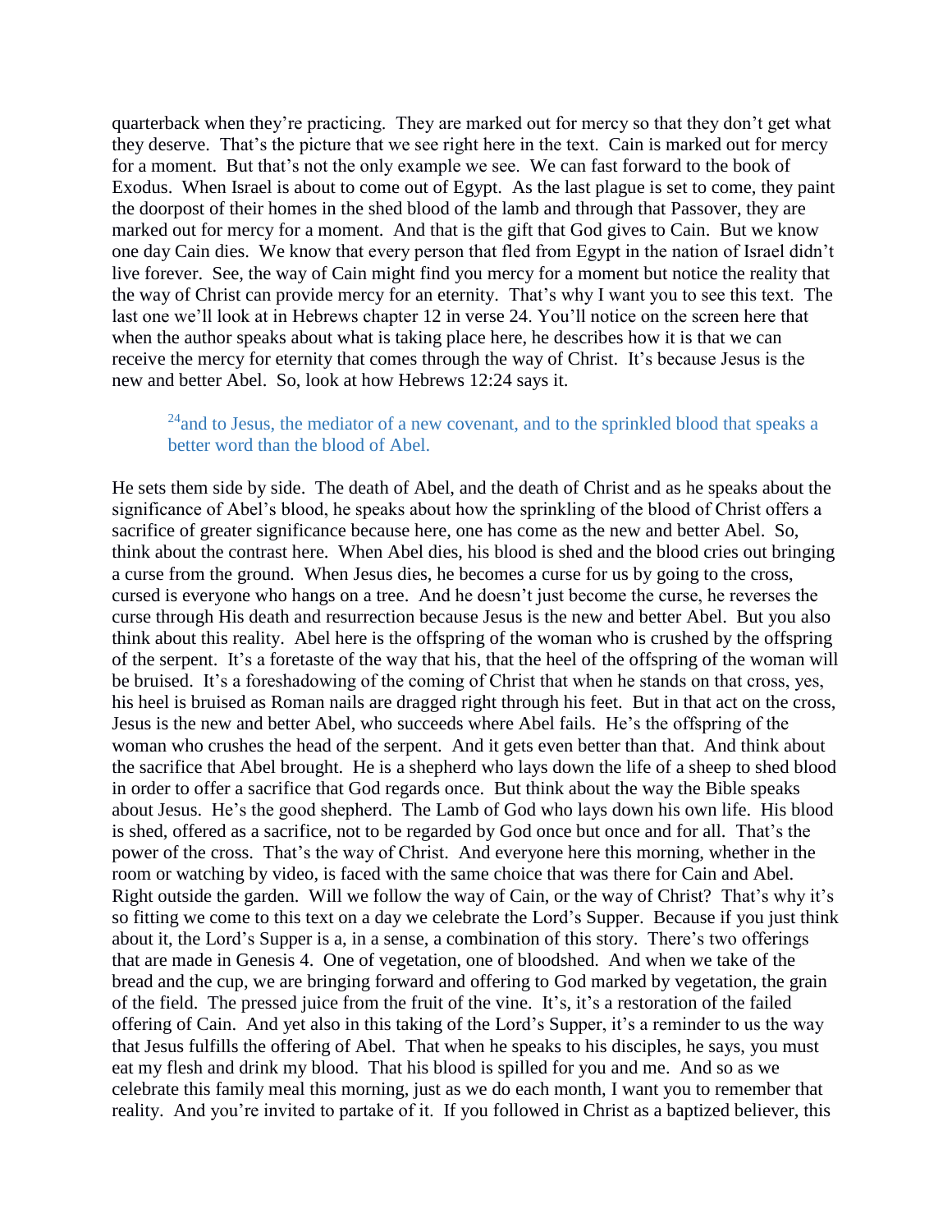quarterback when they're practicing. They are marked out for mercy so that they don't get what they deserve. That's the picture that we see right here in the text. Cain is marked out for mercy for a moment. But that's not the only example we see. We can fast forward to the book of Exodus. When Israel is about to come out of Egypt. As the last plague is set to come, they paint the doorpost of their homes in the shed blood of the lamb and through that Passover, they are marked out for mercy for a moment. And that is the gift that God gives to Cain. But we know one day Cain dies. We know that every person that fled from Egypt in the nation of Israel didn't live forever. See, the way of Cain might find you mercy for a moment but notice the reality that the way of Christ can provide mercy for an eternity. That's why I want you to see this text. The last one we'll look at in Hebrews chapter 12 in verse 24. You'll notice on the screen here that when the author speaks about what is taking place here, he describes how it is that we can receive the mercy for eternity that comes through the way of Christ. It's because Jesus is the new and better Abel. So, look at how Hebrews 12:24 says it.

> [24]and to Jesus, the mediator of a new covenant, and to the sprinkled blood that speaks a better word than the blood of Abel.

He sets them side by side. The death of Abel, and the death of Christ and as he speaks about the significance of Abel's blood, he speaks about how the sprinkling of the blood of Christ offers a sacrifice of greater significance because here, one has come as the new and better Abel. So, think about the contrast here. When Abel dies, his blood is shed and the blood cries out bringing a curse from the ground. When Jesus dies, he becomes a curse for us by going to the cross, cursed is everyone who hangs on a tree. And he doesn't just become the curse, he reverses the curse through His death and resurrection because Jesus is the new and better Abel. But you also think about this reality. Abel here is the offspring of the woman who is crushed by the offspring of the serpent. It's a foretaste of the way that his, that the heel of the offspring of the woman will be bruised. It's a foreshadowing of the coming of Christ that when he stands on that cross, yes, his heel is bruised as Roman nails are dragged right through his feet. But in that act on the cross, Jesus is the new and better Abel, who succeeds where Abel fails. He's the offspring of the woman who crushes the head of the serpent. And it gets even better than that. And think about the sacrifice that Abel brought. He is a shepherd who lays down the life of a sheep to shed blood in order to offer a sacrifice that God regards once. But think about the way the Bible speaks about Jesus. He's the good shepherd. The Lamb of God who lays down his own life. His blood is shed, offered as a sacrifice, not to be regarded by God once but once and for all. That's the power of the cross. That's the way of Christ. And everyone here this morning, whether in the room or watching by video, is faced with the same choice that was there for Cain and Abel. Right outside the garden. Will we follow the way of Cain, or the way of Christ? That's why it's so fitting we come to this text on a day we celebrate the Lord's Supper. Because if you just think about it, the Lord's Supper is a, in a sense, a combination of this story. There's two offerings that are made in Genesis 4. One of vegetation, one of bloodshed. And when we take of the bread and the cup, we are bringing forward and offering to God marked by vegetation, the grain of the field. The pressed juice from the fruit of the vine. It's, it's a restoration of the failed offering of Cain. And yet also in this taking of the Lord's Supper, it's a reminder to us the way that Jesus fulfills the offering of Abel. That when he speaks to his disciples, he says, you must eat my flesh and drink my blood. That his blood is spilled for you and me. And so as we celebrate this family meal this morning, just as we do each month, I want you to remember that reality. And you're invited to partake of it. If you followed in Christ as a baptized believer, this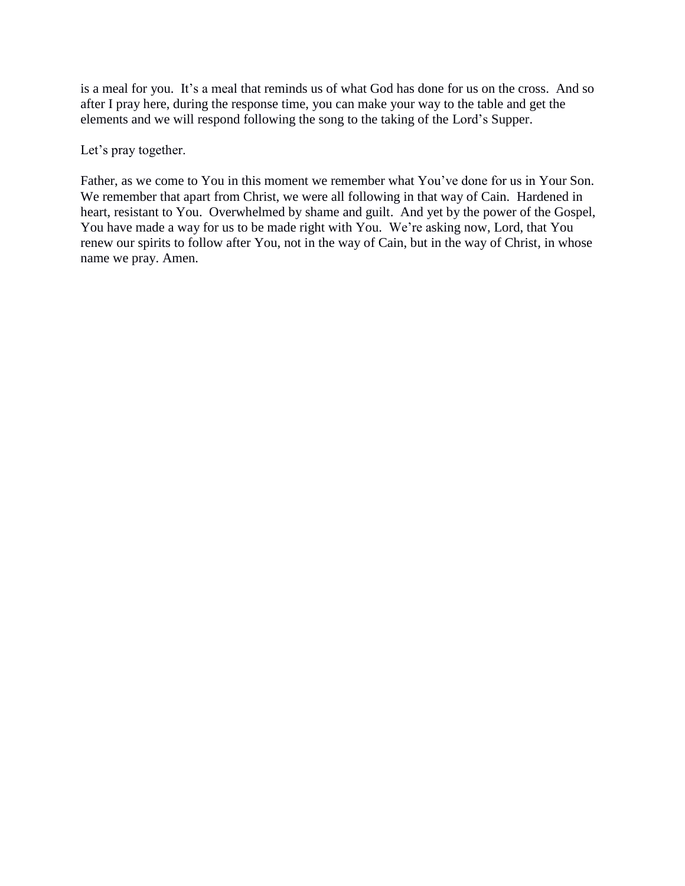is a meal for you. It's a meal that reminds us of what God has done for us on the cross. And so after I pray here, during the response time, you can make your way to the table and get the elements and we will respond following the song to the taking of the Lord's Supper.

Let's pray together.

Father, as we come to You in this moment we remember what You've done for us in Your Son. We remember that apart from Christ, we were all following in that way of Cain. Hardened in heart, resistant to You. Overwhelmed by shame and guilt. And yet by the power of the Gospel, You have made a way for us to be made right with You. We're asking now, Lord, that You renew our spirits to follow after You, not in the way of Cain, but in the way of Christ, in whose name we pray. Amen.